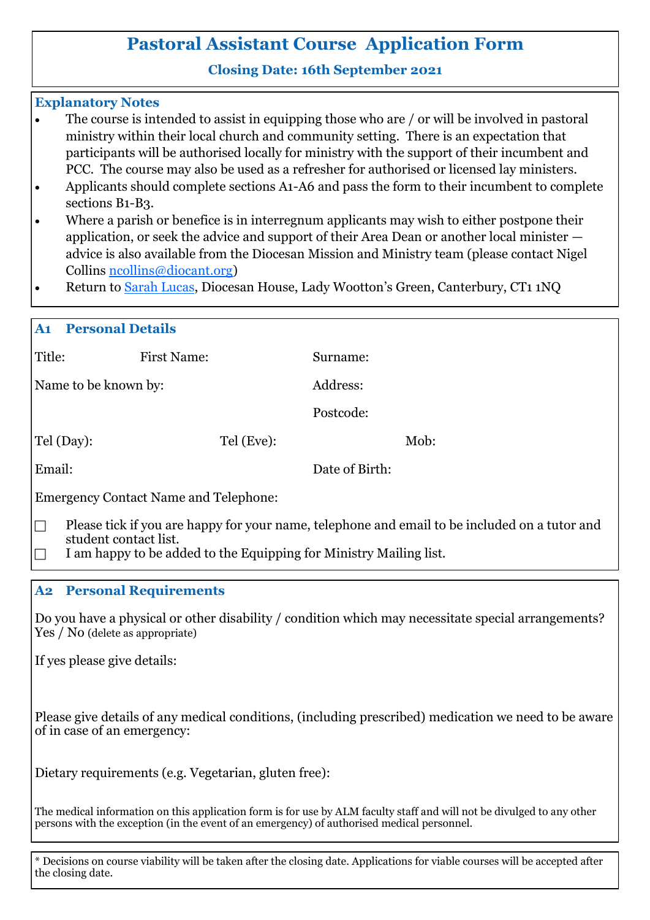# Pastoral Assistant Course Application Form

**Closing Date: 16th September 2021**

## Explanatory Notes

- The course is intended to assist in equipping those who are / or will be involved in pastoral ministry within their local church and community setting. There is an expectation that participants will be authorised locally for ministry with the support of their incumbent and PCC. The course may also be used as a refresher for authorised or licensed lay ministers.
- Applicants should complete sections A1-A6 and pass the form to their incumbent to complete sections B1-B3.
- Where a parish or benefice is in interregnum applicants may wish to either postpone their application, or seek the advice and support of their Area Dean or another local minister — advice is also available from the Diocesan Mission and Ministry team (please contact Nigel Collins ncollins@diocant.org)
- Return to Sarah Lucas, Diocesan House, Lady Wootton's Green, Canterbury, CT1 1NQ

## A1 Personal Details

Title: First Name: Surname:

Name to be known by: Address:

Postcode:

Tel (Day): Tel (Eve): Mob:

Email: Date of Birth:

Emergency Contact Name and Telephone:

☐ Please tick if you are happy for your name, telephone and email to be included on a tutor and student contact list.

☐ I am happy to be added to the Equipping for Ministry Mailing list.

## A2 Personal Requirements

Do you have a physical or other disability / condition which may necessitate special arrangements? Yes / No (delete as appropriate)

If yes please give details:

Please give details of any medical conditions, (including prescribed) medication we need to be aware of in case of an emergency:

Dietary requirements (e.g. Vegetarian, gluten free):

The medical information on this application form is for use by ALM faculty staff and will not be divulged to any other persons with the exception (in the event of an emergency) of authorised medical personnel.

\* Decisions on course viability will be taken after the closing date. Applications for viable courses will be accepted after the closing date.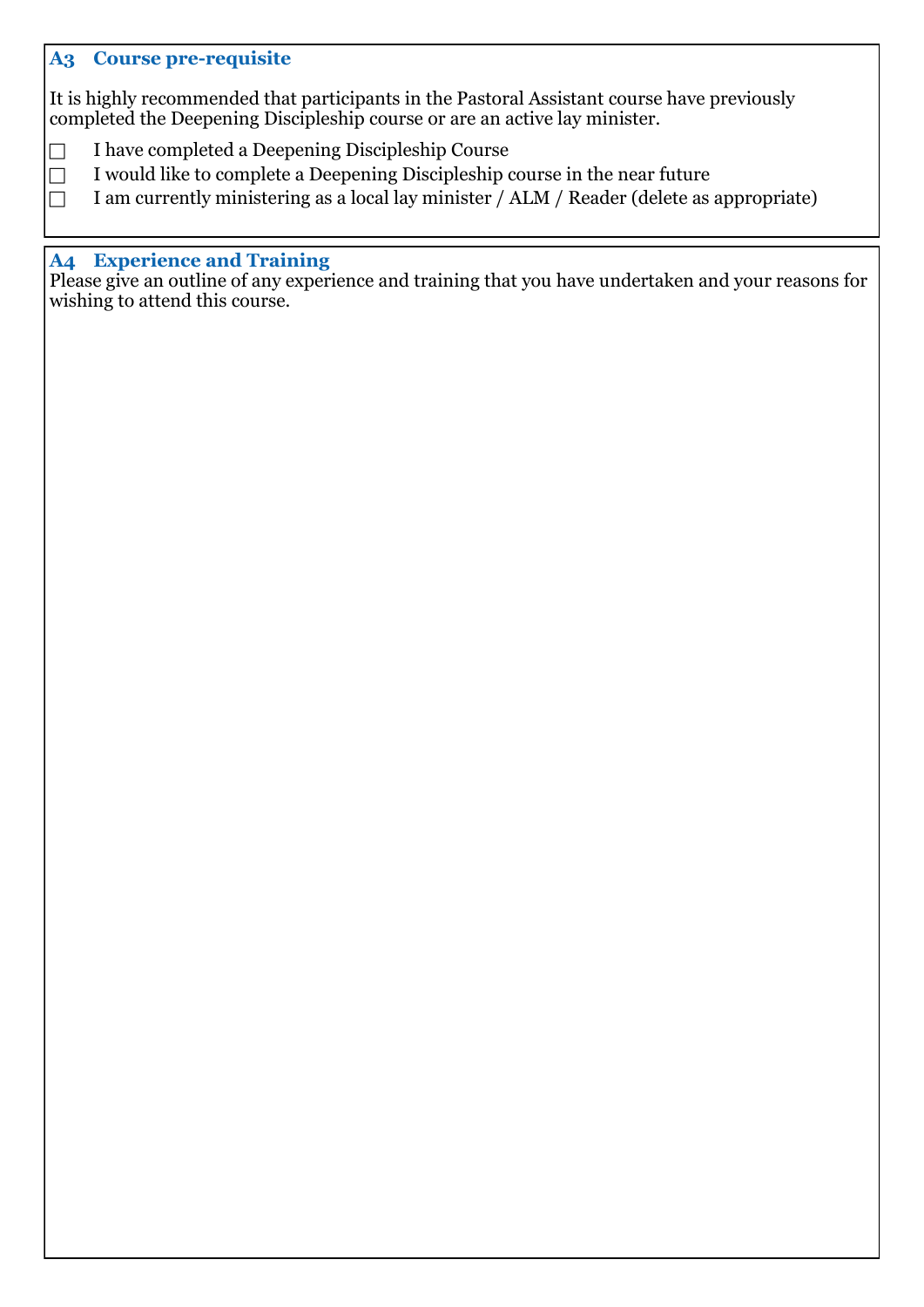### A3 Course pre-requisite

It is highly recommended that participants in the Pastoral Assistant course have previously completed the Deepening Discipleship course or are an active lay minister.

☐ I have completed a Deepening Discipleship Course
☐ I would like to complete a Deepening Discipleship course in the near future
☐ I am currently ministering as a local lay minister / ALM / Reader (delete as appropriate)

### A4 Experience and Training

Please give an outline of any experience and training that you have undertaken and your reasons for wishing to attend this course.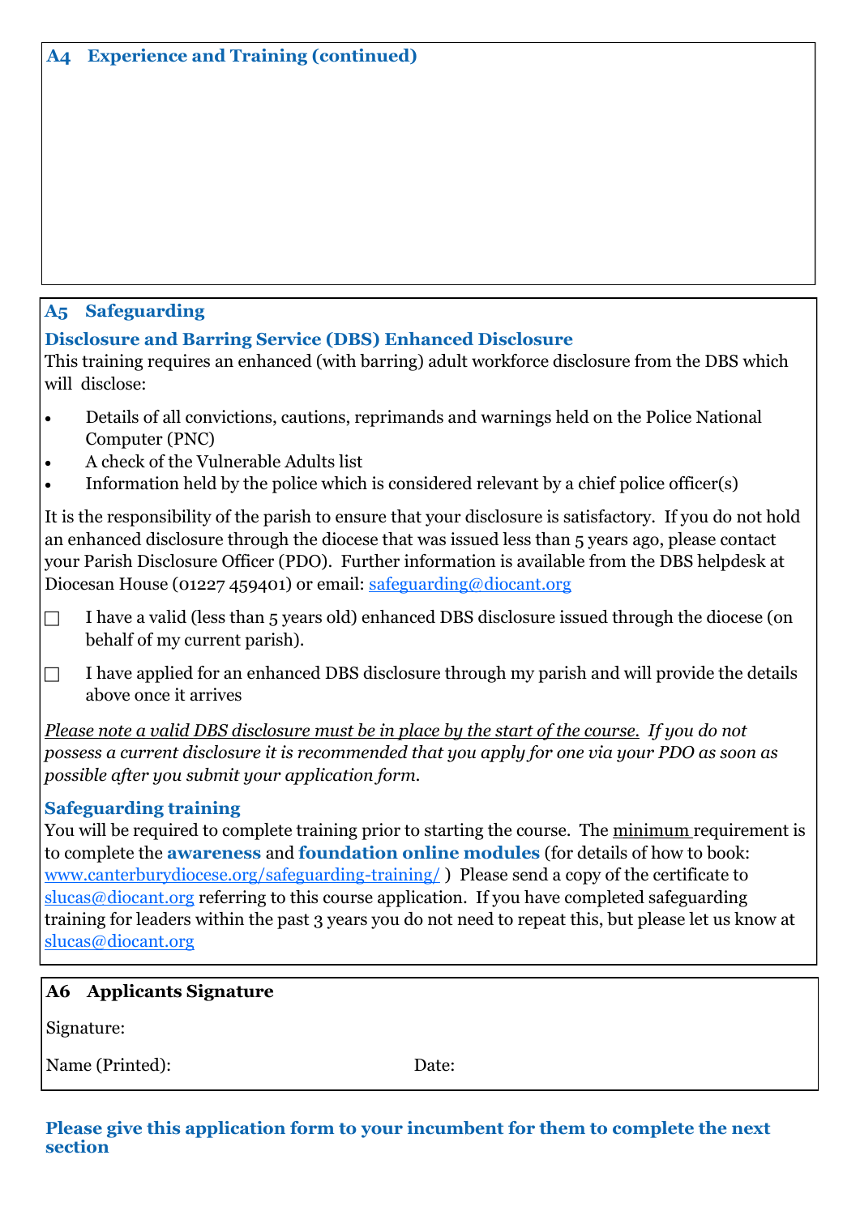### A4 Experience and Training (continued)

### A5 Safeguarding

**Disclosure and Barring Service (DBS) Enhanced Disclosure**

This training requires an enhanced (with barring) adult workforce disclosure from the DBS which will disclose:

- Details of all convictions, cautions, reprimands and warnings held on the Police National Computer (PNC)
- A check of the Vulnerable Adults list
- Information held by the police which is considered relevant by a chief police officer(s)

It is the responsibility of the parish to ensure that your disclosure is satisfactory. If you do not hold an enhanced disclosure through the diocese that was issued less than 5 years ago, please contact your Parish Disclosure Officer (PDO). Further information is available from the DBS helpdesk at Diocesan House (01227 459401) or email: safeguarding@diocant.org

☐ I have a valid (less than 5 years old) enhanced DBS disclosure issued through the diocese (on behalf of my current parish).

☐ I have applied for an enhanced DBS disclosure through my parish and will provide the details above once it arrives

*Please note a valid DBS disclosure must be in place by the start of the course. If you do not possess a current disclosure it is recommended that you apply for one via your PDO as soon as possible after you submit your application form.*

**Safeguarding training**

You will be required to complete training prior to starting the course. The minimum requirement is to complete the **awareness** and **foundation online modules** (for details of how to book: www.canterburydiocese.org/safeguarding-training/ ) Please send a copy of the certificate to slucas@diocant.org referring to this course application. If you have completed safeguarding training for leaders within the past 3 years you do not need to repeat this, but please let us know at slucas@diocant.org

### A6 Applicants Signature

Signature:

Name (Printed): Date:

**Please give this application form to your incumbent for them to complete the next section**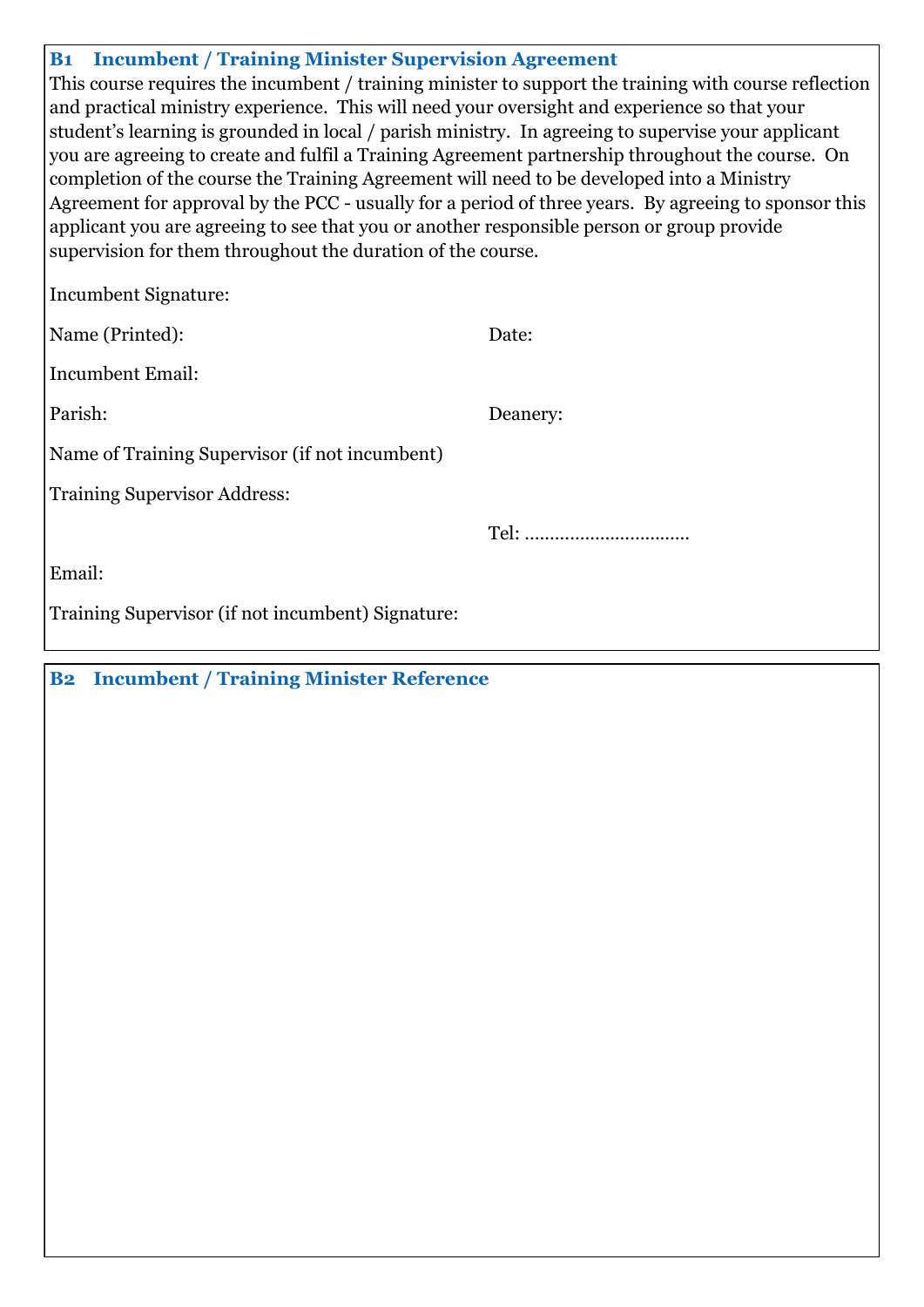## B1 Incumbent / Training Minister Supervision Agreement

This course requires the incumbent / training minister to support the training with course reflection and practical ministry experience. This will need your oversight and experience so that your student's learning is grounded in local / parish ministry. In agreeing to supervise your applicant you are agreeing to create and fulfil a Training Agreement partnership throughout the course. On completion of the course the Training Agreement will need to be developed into a Ministry Agreement for approval by the PCC - usually for a period of three years. By agreeing to sponsor this applicant you are agreeing to see that you or another responsible person or group provide supervision for them throughout the duration of the course.

Incumbent Signature:

Name (Printed): Date:

Incumbent Email:

Parish: Deanery:

Name of Training Supervisor (if not incumbent)

Training Supervisor Address:

Tel: ................................

Email:

Training Supervisor (if not incumbent) Signature:

## B2 Incumbent / Training Minister Reference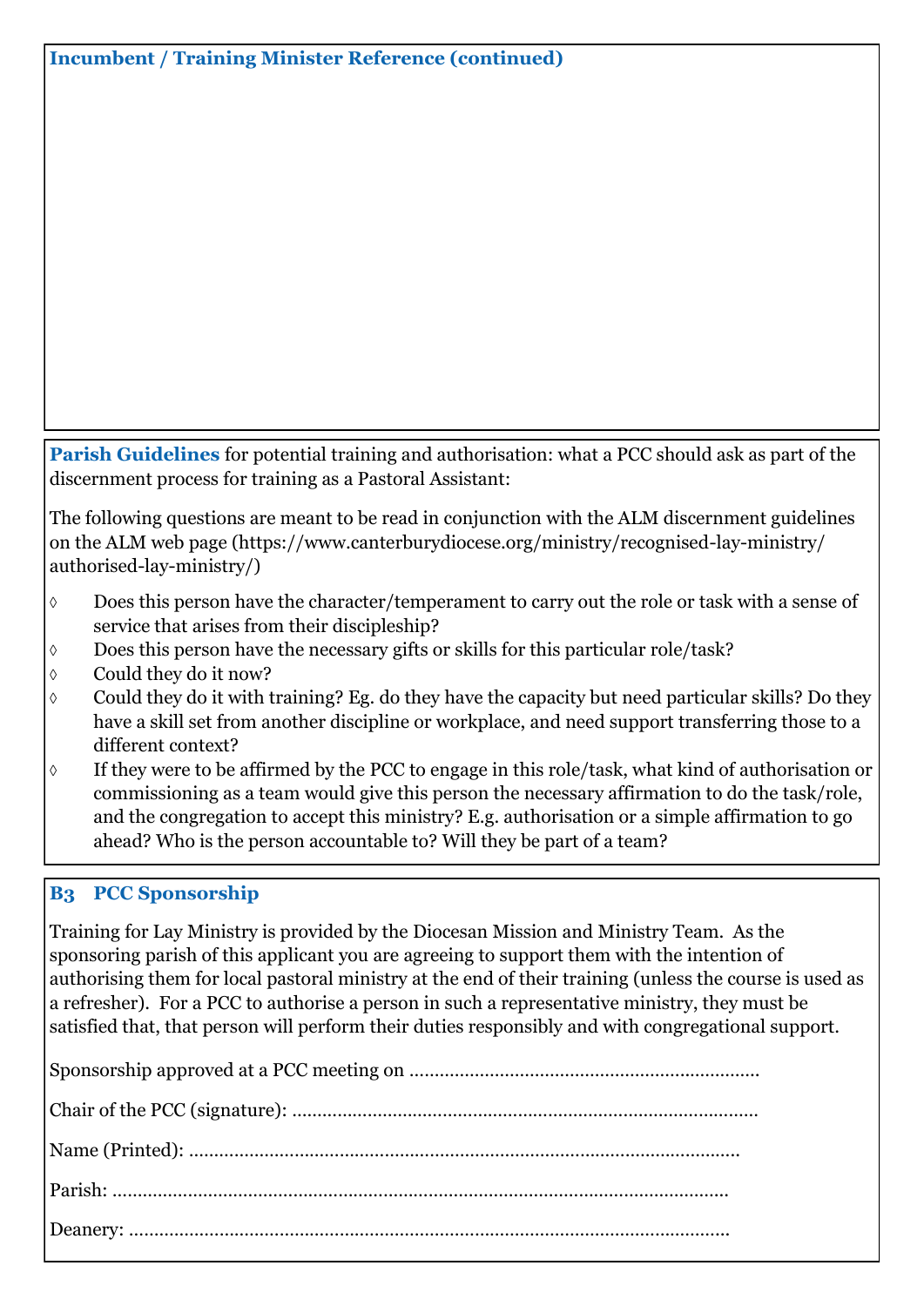**Incumbent / Training Minister Reference (continued)**

**Parish Guidelines** for potential training and authorisation: what a PCC should ask as part of the discernment process for training as a Pastoral Assistant:

The following questions are meant to be read in conjunction with the ALM discernment guidelines on the ALM web page (https://www.canterburydiocese.org/ministry/recognised-lay-ministry/authorised-lay-ministry/)

◊ Does this person have the character/temperament to carry out the role or task with a sense of service that arises from their discipleship?

◊ Does this person have the necessary gifts or skills for this particular role/task?

◊ Could they do it now?

◊ Could they do it with training? Eg. do they have the capacity but need particular skills? Do they have a skill set from another discipline or workplace, and need support transferring those to a different context?

◊ If they were to be affirmed by the PCC to engage in this role/task, what kind of authorisation or commissioning as a team would give this person the necessary affirmation to do the task/role, and the congregation to accept this ministry? E.g. authorisation or a simple affirmation to go ahead? Who is the person accountable to? Will they be part of a team?

## B3 PCC Sponsorship

Training for Lay Ministry is provided by the Diocesan Mission and Ministry Team. As the sponsoring parish of this applicant you are agreeing to support them with the intention of authorising them for local pastoral ministry at the end of their training (unless the course is used as a refresher). For a PCC to authorise a person in such a representative ministry, they must be satisfied that, that person will perform their duties responsibly and with congregational support.

Sponsorship approved at a PCC meeting on ......................................................................

Chair of the PCC (signature): ...........................................................................................

Name (Printed): ...............................................................................................................

Parish: ..............................................................................................................................

Deanery: ...........................................................................................................................